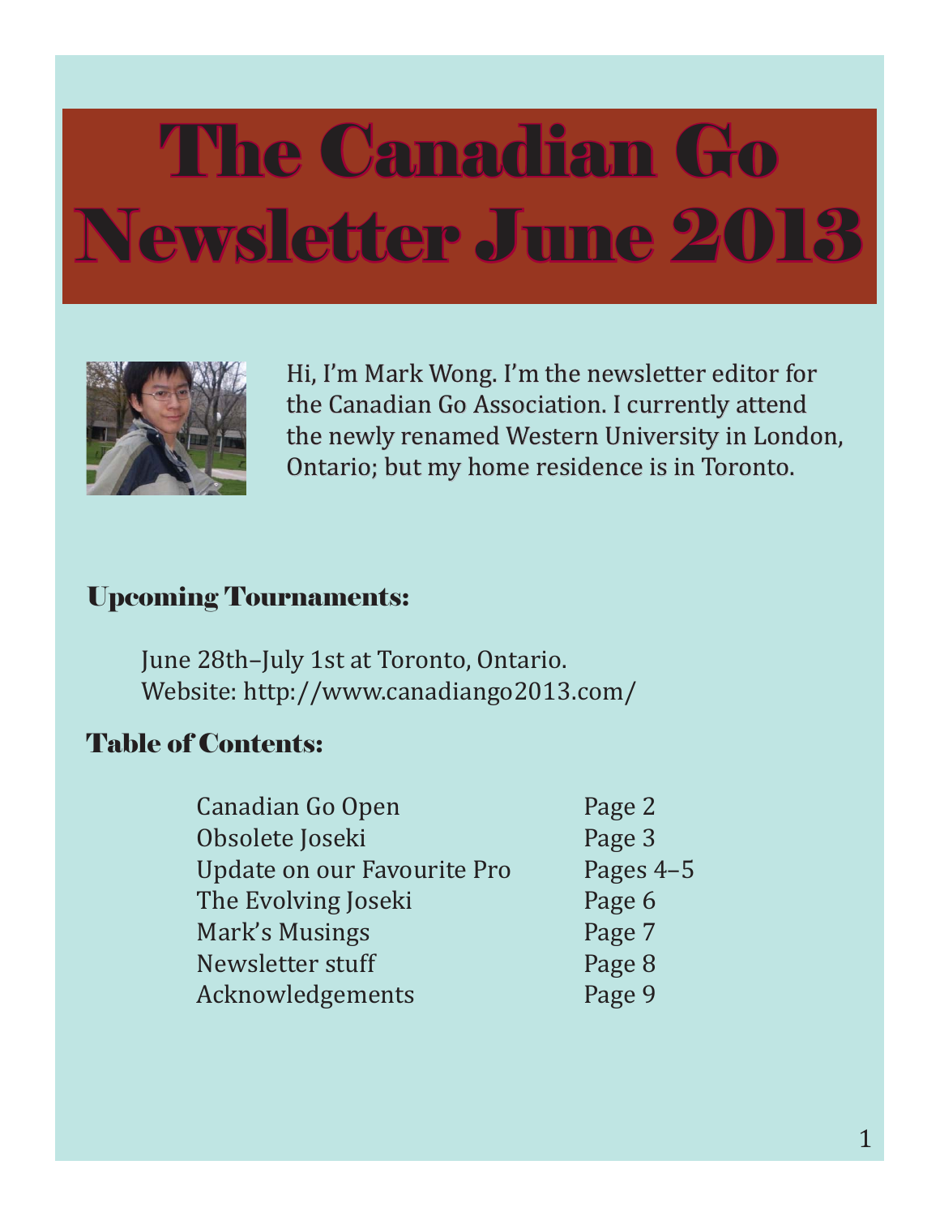# The Canadian Go Newsletter June 2013

Hi, I'm Mark Wong. I'm the newsletter editor for the Canadian Go Association. I currently attend the newly renamed Western University in London, Ontario; but my home residence is in Toronto.

## Upcoming Tournaments:

June 28th–July 1st at Toronto, Ontario.
Website: http://www.canadiango2013.com/

## Table of Contents:

| | |
|---|---|
| Canadian Go Open | Page 2 |
| Obsolete Joseki | Page 3 |
| Update on our Favourite Pro | Pages 4–5 |
| The Evolving Joseki | Page 6 |
| Mark's Musings | Page 7 |
| Newsletter stuff | Page 8 |
| Acknowledgements | Page 9 |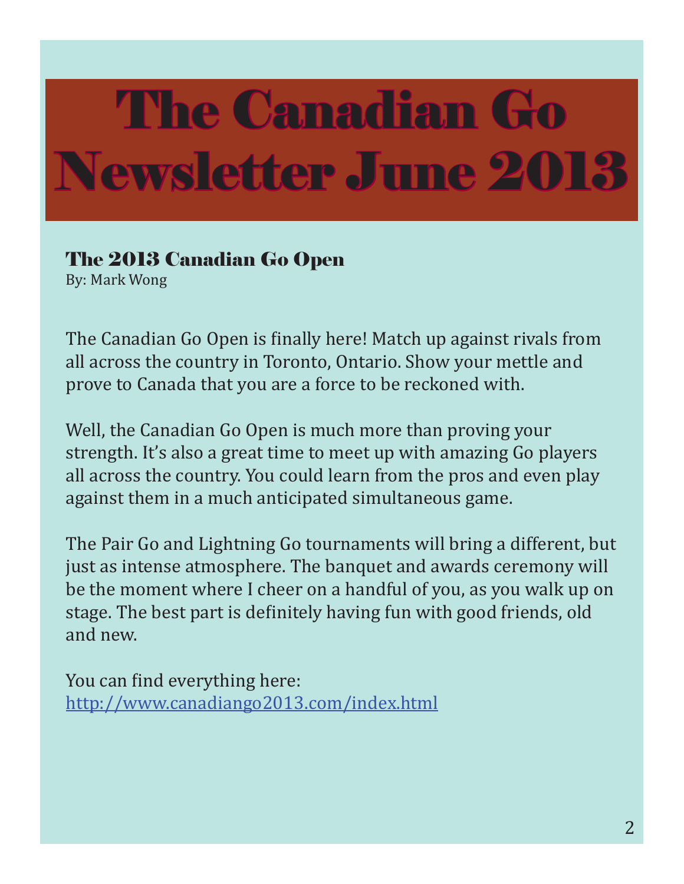# The Canadian Go Newsletter June 2013

## The 2013 Canadian Go Open

By: Mark Wong

The Canadian Go Open is finally here! Match up against rivals from all across the country in Toronto, Ontario. Show your mettle and prove to Canada that you are a force to be reckoned with.

Well, the Canadian Go Open is much more than proving your strength. It's also a great time to meet up with amazing Go players all across the country. You could learn from the pros and even play against them in a much anticipated simultaneous game.

The Pair Go and Lightning Go tournaments will bring a different, but just as intense atmosphere. The banquet and awards ceremony will be the moment where I cheer on a handful of you, as you walk up on stage. The best part is definitely having fun with good friends, old and new.

You can find everything here:
http://www.canadiango2013.com/index.html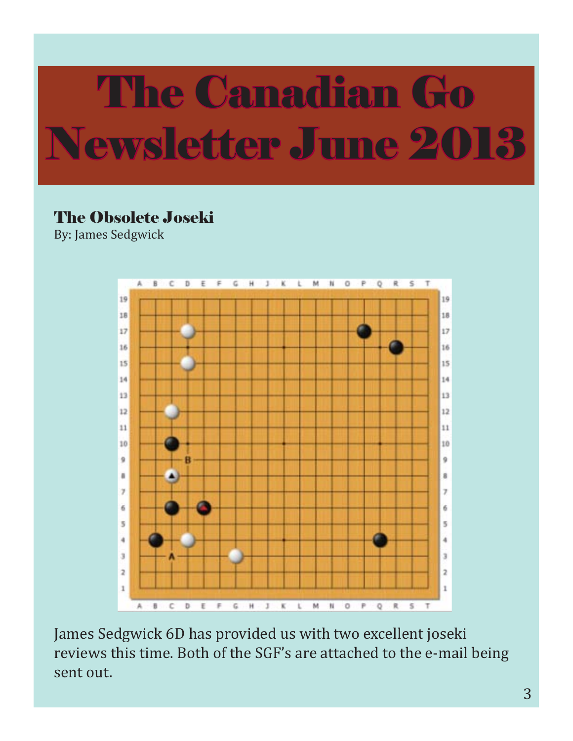# The Canadian Go Newsletter June 2013

## The Obsolete Joseki

By: James Sedgwick

James Sedgwick 6D has provided us with two excellent joseki reviews this time. Both of the SGF's are attached to the e-mail being sent out.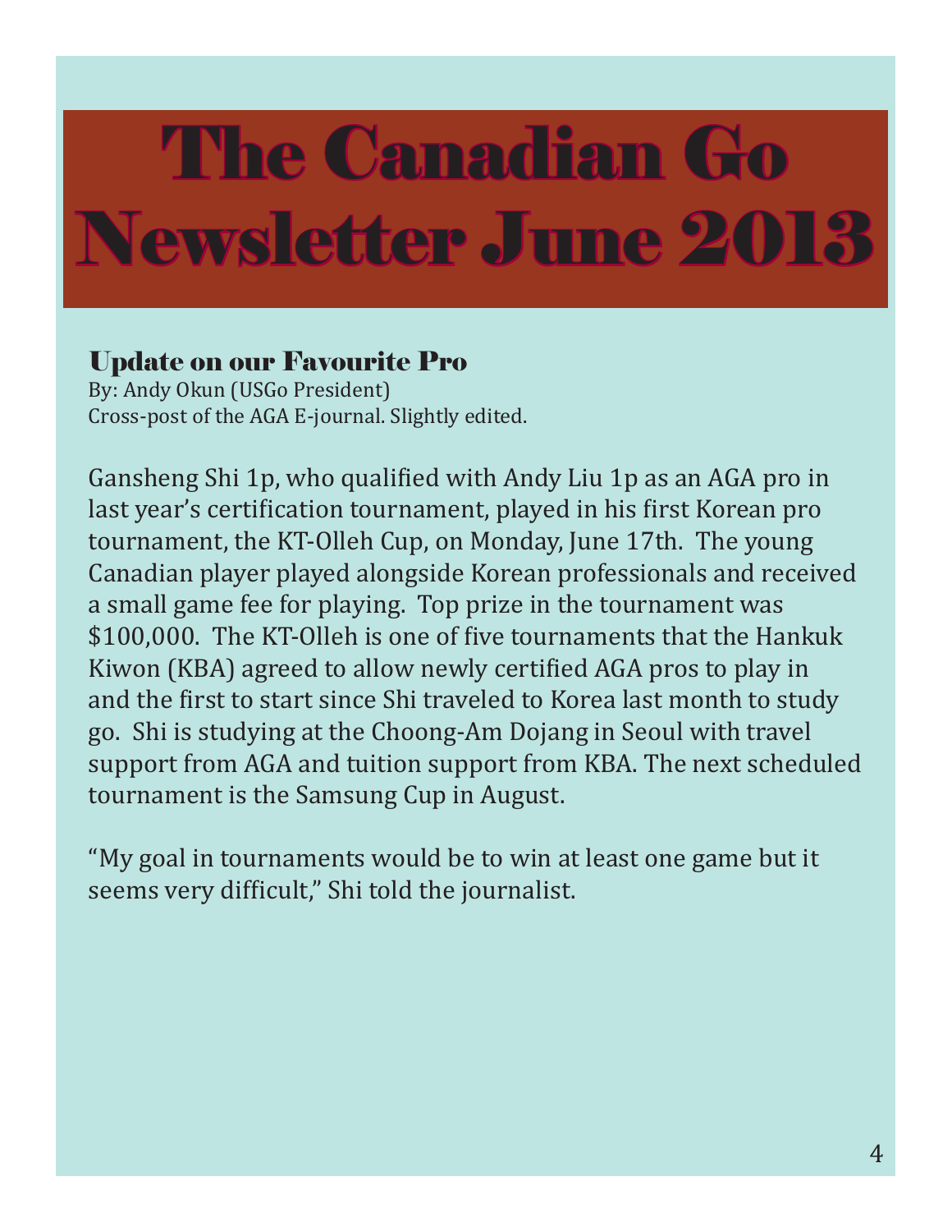# The Canadian Go Newsletter June 2013

## Update on our Favourite Pro

By: Andy Okun (USGo President)
Cross-post of the AGA E-journal. Slightly edited.

Gansheng Shi 1p, who qualified with Andy Liu 1p as an AGA pro in last year's certification tournament, played in his first Korean pro tournament, the KT-Olleh Cup, on Monday, June 17th. The young Canadian player played alongside Korean professionals and received a small game fee for playing. Top prize in the tournament was $100,000. The KT-Olleh is one of five tournaments that the Hankuk Kiwon (KBA) agreed to allow newly certified AGA pros to play in and the first to start since Shi traveled to Korea last month to study go. Shi is studying at the Choong-Am Dojang in Seoul with travel support from AGA and tuition support from KBA. The next scheduled tournament is the Samsung Cup in August.

"My goal in tournaments would be to win at least one game but it seems very difficult," Shi told the journalist.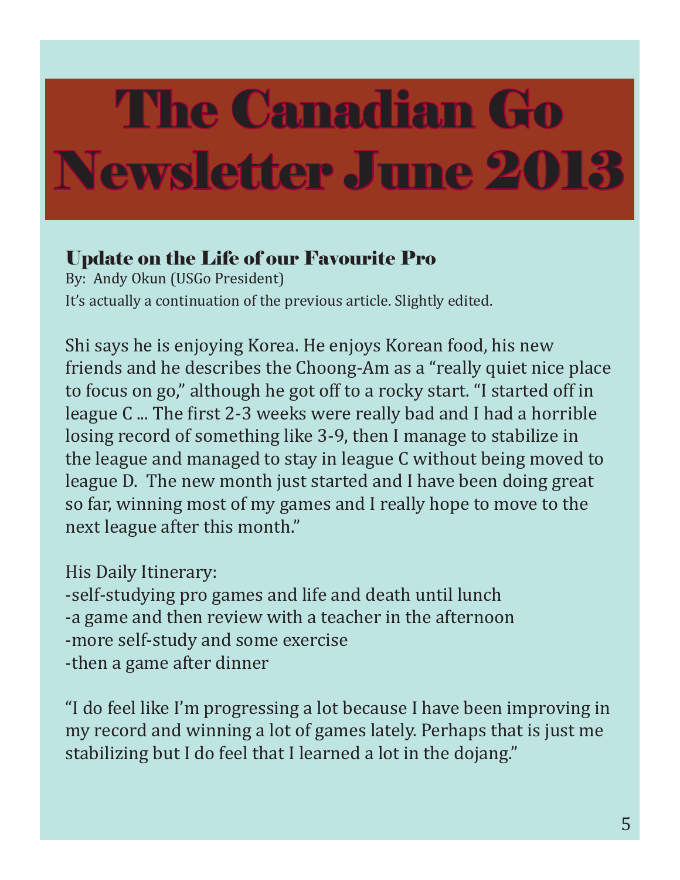# The Canadian Go Newsletter June 2013

## Update on the Life of our Favourite Pro

By: Andy Okun (USGo President)

It's actually a continuation of the previous article. Slightly edited.

Shi says he is enjoying Korea. He enjoys Korean food, his new friends and he describes the Choong-Am as a "really quiet nice place to focus on go," although he got off to a rocky start. "I started off in league C ... The first 2-3 weeks were really bad and I had a horrible losing record of something like 3-9, then I manage to stabilize in the league and managed to stay in league C without being moved to league D. The new month just started and I have been doing great so far, winning most of my games and I really hope to move to the next league after this month."

His Daily Itinerary:

-self-studying pro games and life and death until lunch
-a game and then review with a teacher in the afternoon
-more self-study and some exercise
-then a game after dinner

"I do feel like I'm progressing a lot because I have been improving in my record and winning a lot of games lately. Perhaps that is just me stabilizing but I do feel that I learned a lot in the dojang."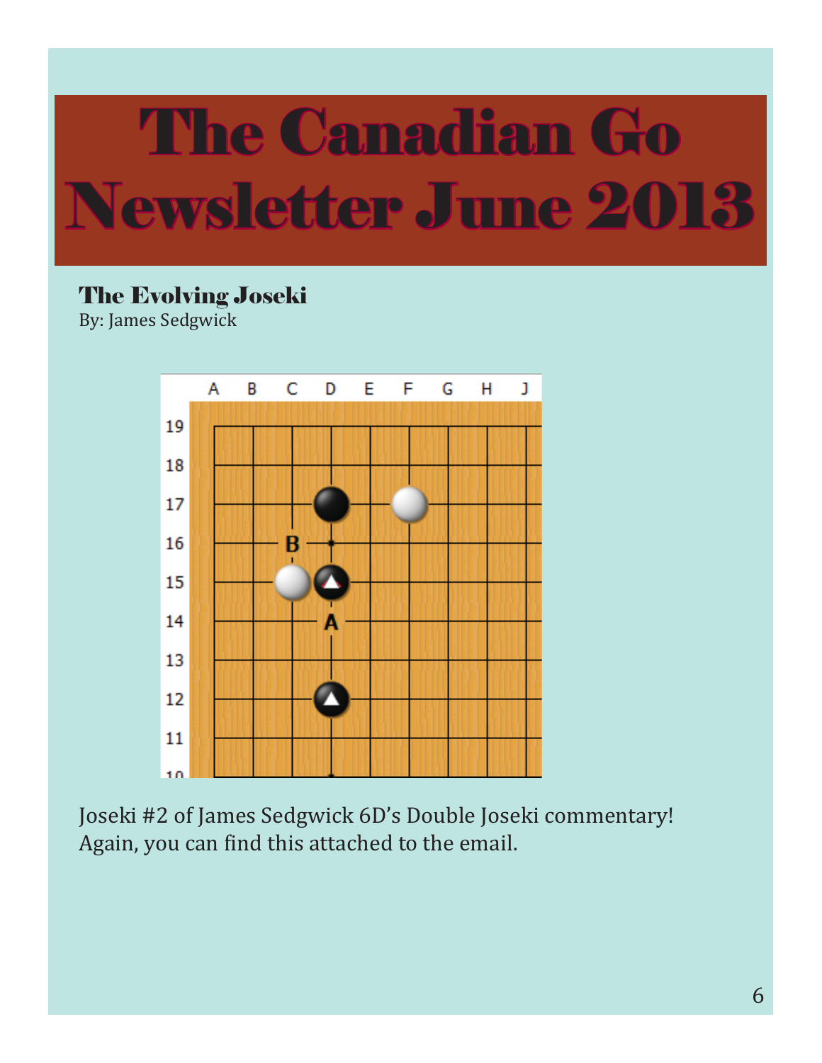# The Canadian Go Newsletter June 2013

## The Evolving Joseki

By: James Sedgwick

Joseki #2 of James Sedgwick 6D's Double Joseki commentary! Again, you can find this attached to the email.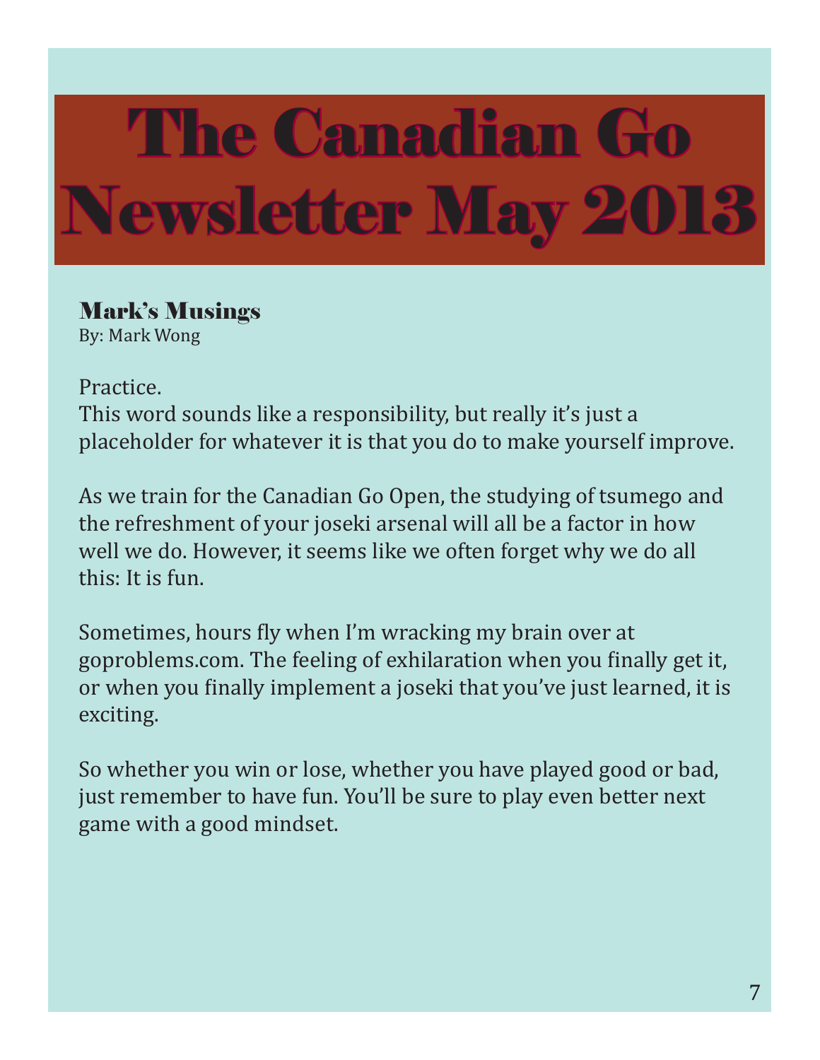# The Canadian Go Newsletter May 2013

## Mark's Musings

By: Mark Wong

Practice.
This word sounds like a responsibility, but really it's just a placeholder for whatever it is that you do to make yourself improve.

As we train for the Canadian Go Open, the studying of tsumego and the refreshment of your joseki arsenal will all be a factor in how well we do. However, it seems like we often forget why we do all this: It is fun.

Sometimes, hours fly when I'm wracking my brain over at goproblems.com. The feeling of exhilaration when you finally get it, or when you finally implement a joseki that you've just learned, it is exciting.

So whether you win or lose, whether you have played good or bad, just remember to have fun. You'll be sure to play even better next game with a good mindset.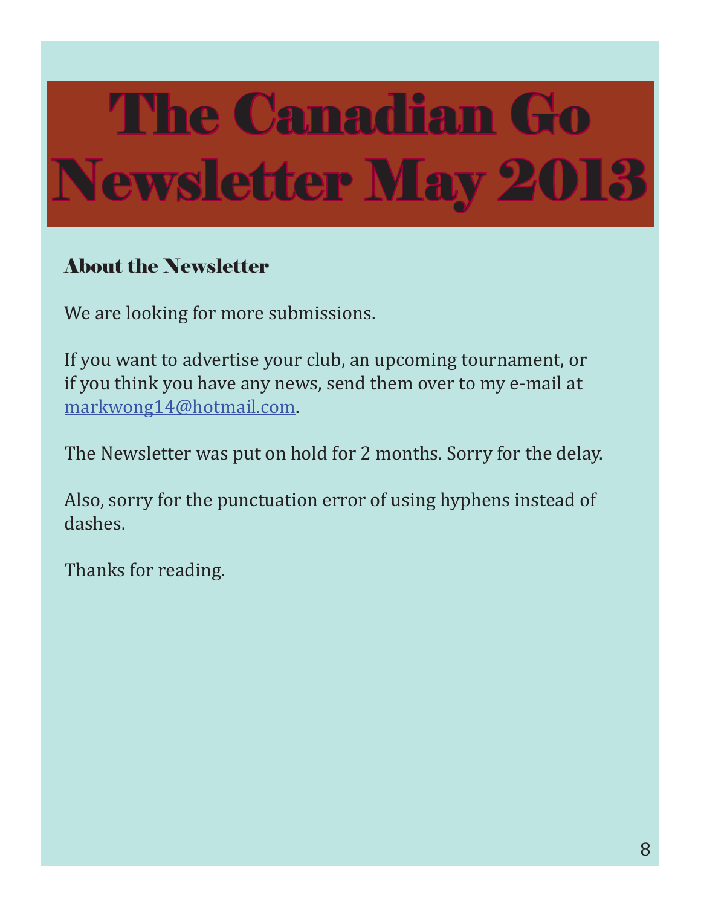# The Canadian Go Newsletter May 2013

## About the Newsletter

We are looking for more submissions.

If you want to advertise your club, an upcoming tournament, or if you think you have any news, send them over to my e-mail at markwong14@hotmail.com.

The Newsletter was put on hold for 2 months. Sorry for the delay.

Also, sorry for the punctuation error of using hyphens instead of dashes.

Thanks for reading.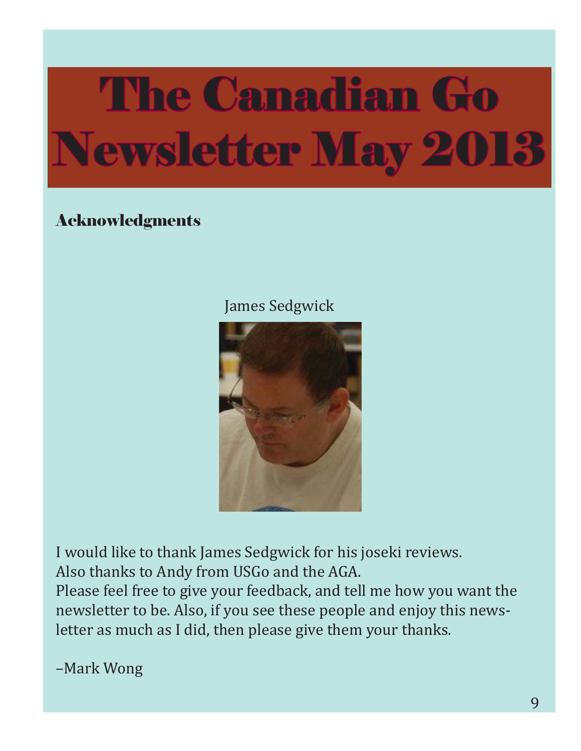# The Canadian Go Newsletter May 2013

## Acknowledgments

James Sedgwick

I would like to thank James Sedgwick for his joseki reviews.
Also thanks to Andy from USGo and the AGA.
Please feel free to give your feedback, and tell me how you want the newsletter to be. Also, if you see these people and enjoy this newsletter as much as I did, then please give them your thanks.

–Mark Wong